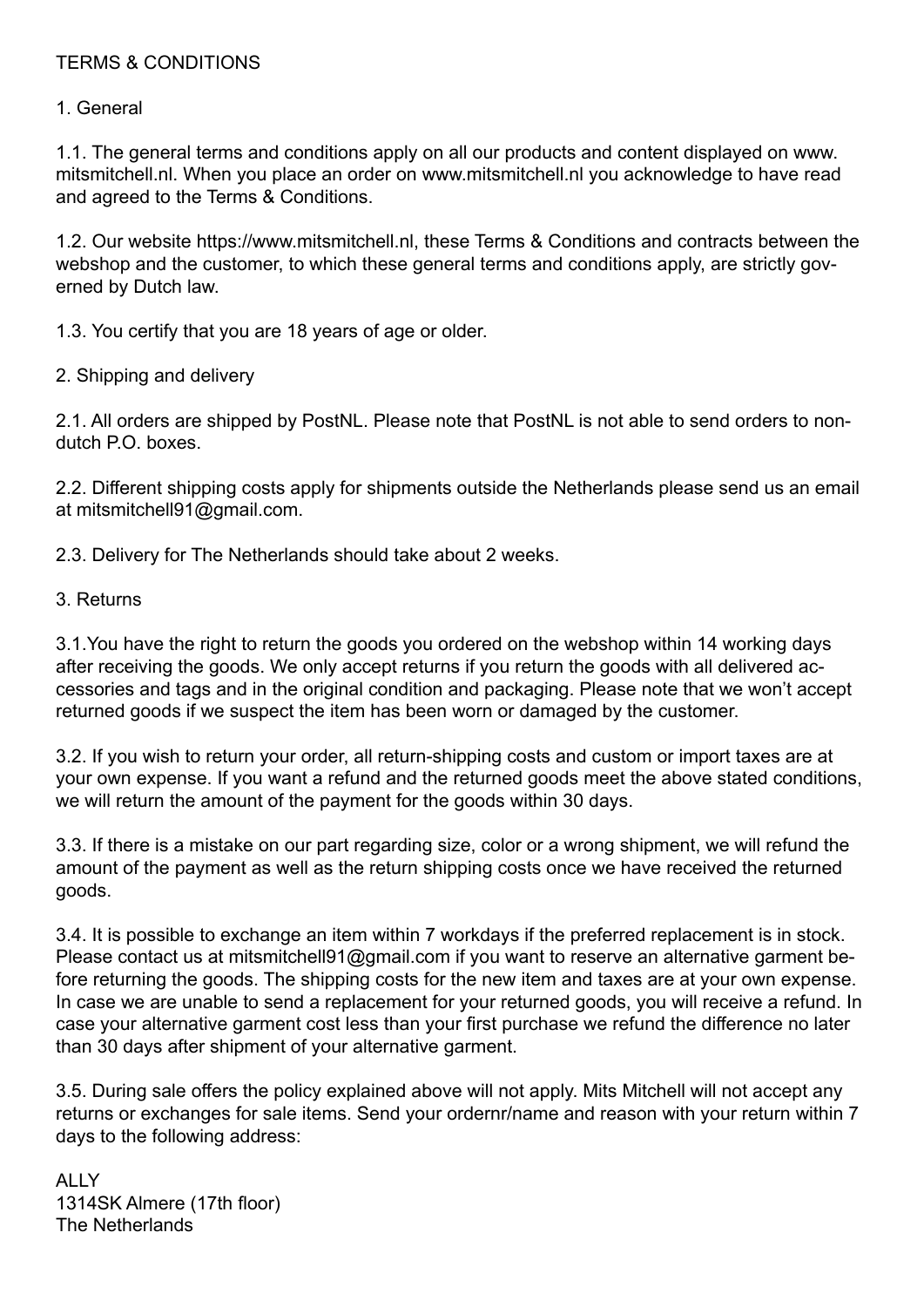# TERMS & CONDITIONS

## 1. General

1.1. The general terms and conditions apply on all our products and content displayed on www. mitsmitchell.nl. When you place an order on www.mitsmitchell.nl you acknowledge to have read and agreed to the Terms & Conditions.

1.2. Our website https://www.mitsmitchell.nl, these Terms & Conditions and contracts between the webshop and the customer, to which these general terms and conditions apply, are strictly governed by Dutch law.

1.3. You certify that you are 18 years of age or older.

## 2. Shipping and delivery

2.1. All orders are shipped by PostNL. Please note that PostNL is not able to send orders to non-dutch P.O. boxes.

2.2. Different shipping costs apply for shipments outside the Netherlands please send us an email at mitsmitchell91@gmail.com.

2.3. Delivery for The Netherlands should take about 2 weeks.

## 3. Returns

3.1.You have the right to return the goods you ordered on the webshop within 14 working days after receiving the goods. We only accept returns if you return the goods with all delivered accessories and tags and in the original condition and packaging. Please note that we won't accept returned goods if we suspect the item has been worn or damaged by the customer.

3.2. If you wish to return your order, all return-shipping costs and custom or import taxes are at your own expense. If you want a refund and the returned goods meet the above stated conditions, we will return the amount of the payment for the goods within 30 days.

3.3. If there is a mistake on our part regarding size, color or a wrong shipment, we will refund the amount of the payment as well as the return shipping costs once we have received the returned goods.

3.4. It is possible to exchange an item within 7 workdays if the preferred replacement is in stock. Please contact us at mitsmitchell91@gmail.com if you want to reserve an alternative garment before returning the goods. The shipping costs for the new item and taxes are at your own expense. In case we are unable to send a replacement for your returned goods, you will receive a refund. In case your alternative garment cost less than your first purchase we refund the difference no later than 30 days after shipment of your alternative garment.

3.5. During sale offers the policy explained above will not apply. Mits Mitchell will not accept any returns or exchanges for sale items. Send your ordernr/name and reason with your return within 7 days to the following address:

ALLY
1314SK Almere (17th floor)
The Netherlands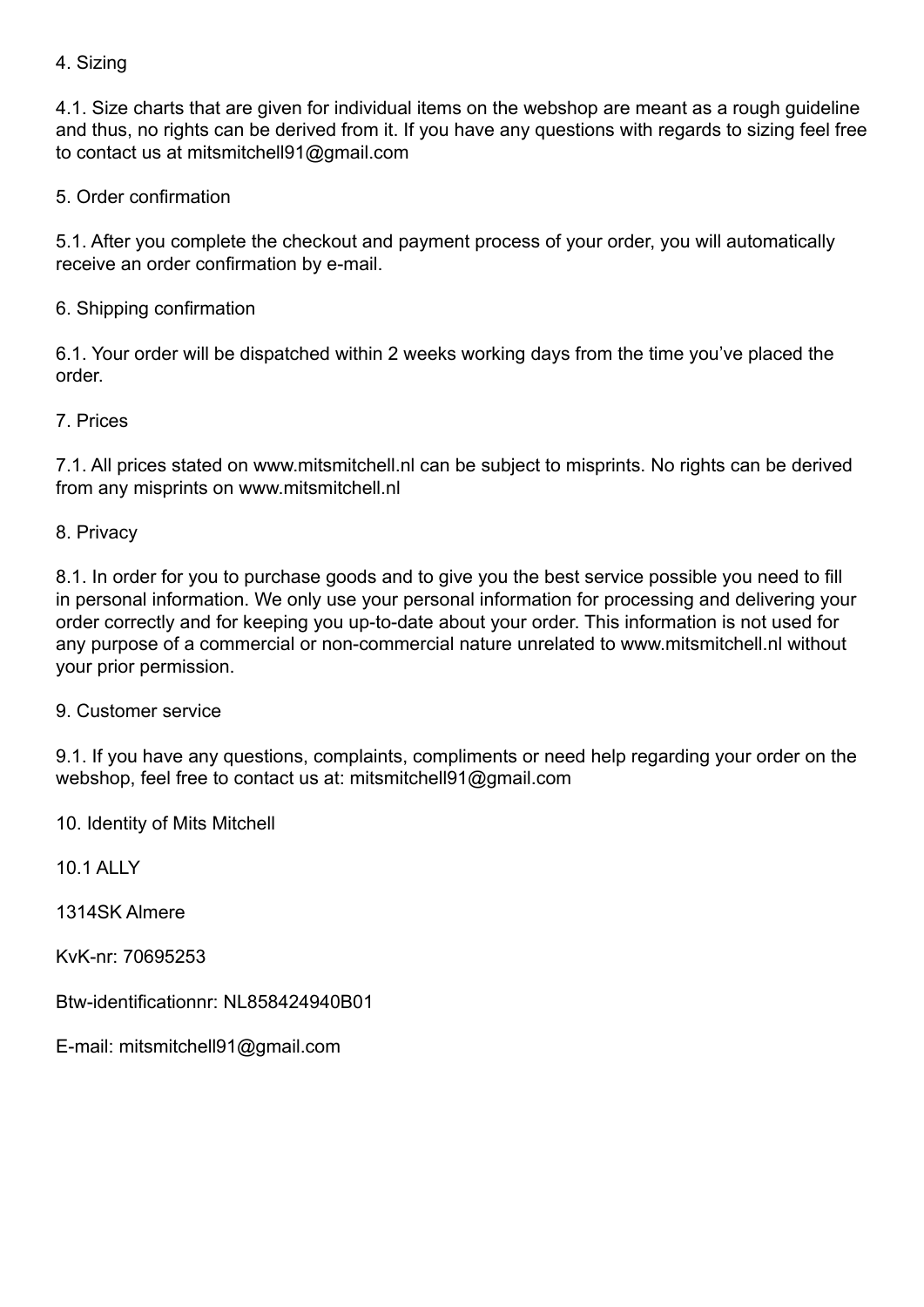4. Sizing

4.1. Size charts that are given for individual items on the webshop are meant as a rough guideline and thus, no rights can be derived from it. If you have any questions with regards to sizing feel free to contact us at mitsmitchell91@gmail.com

5. Order confirmation

5.1. After you complete the checkout and payment process of your order, you will automatically receive an order confirmation by e-mail.

6. Shipping confirmation

6.1. Your order will be dispatched within 2 weeks working days from the time you've placed the order.

7. Prices

7.1. All prices stated on www.mitsmitchell.nl can be subject to misprints. No rights can be derived from any misprints on www.mitsmitchell.nl

8. Privacy

8.1. In order for you to purchase goods and to give you the best service possible you need to fill in personal information. We only use your personal information for processing and delivering your order correctly and for keeping you up-to-date about your order. This information is not used for any purpose of a commercial or non-commercial nature unrelated to www.mitsmitchell.nl without your prior permission.

9. Customer service

9.1. If you have any questions, complaints, compliments or need help regarding your order on the webshop, feel free to contact us at: mitsmitchell91@gmail.com

10. Identity of Mits Mitchell

10.1 ALLY

1314SK Almere

KvK-nr: 70695253

Btw-identificationnr: NL858424940B01

E-mail: mitsmitchell91@gmail.com